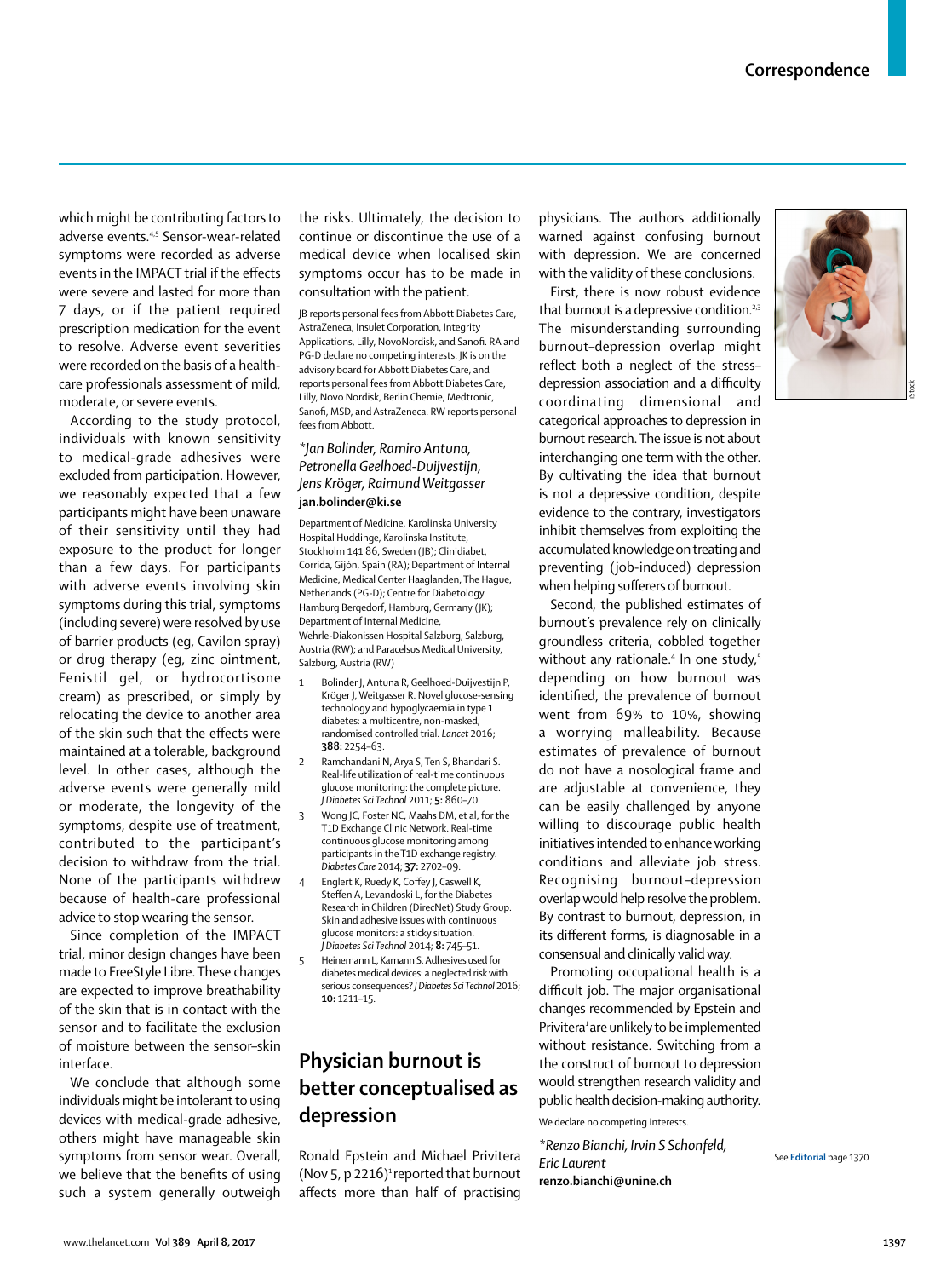which might be contributing factors to adverse events.[4,5] Sensor-wear-related symptoms were recorded as adverse events in the IMPACT trial if the effects were severe and lasted for more than 7 days, or if the patient required prescription medication for the event to resolve. Adverse event severities were recorded on the basis of a health-care professionals assessment of mild, moderate, or severe events.

According to the study protocol, individuals with known sensitivity to medical-grade adhesives were excluded from participation. However, we reasonably expected that a few participants might have been unaware of their sensitivity until they had exposure to the product for longer than a few days. For participants with adverse events involving skin symptoms during this trial, symptoms (including severe) were resolved by use of barrier products (eg, Cavilon spray) or drug therapy (eg, zinc ointment, Fenistil gel, or hydrocortisone cream) as prescribed, or simply by relocating the device to another area of the skin such that the effects were maintained at a tolerable, background level. In other cases, although the adverse events were generally mild or moderate, the longevity of the symptoms, despite use of treatment, contributed to the participant's decision to withdraw from the trial. None of the participants withdrew because of health-care professional advice to stop wearing the sensor.

Since completion of the IMPACT trial, minor design changes have been made to FreeStyle Libre. These changes are expected to improve breathability of the skin that is in contact with the sensor and to facilitate the exclusion of moisture between the sensor–skin interface.

We conclude that although some individuals might be intolerant to using devices with medical-grade adhesive, others might have manageable skin symptoms from sensor wear. Overall, we believe that the benefits of using such a system generally outweigh the risks. Ultimately, the decision to continue or discontinue the use of a medical device when localised skin symptoms occur has to be made in consultation with the patient.

JB reports personal fees from Abbott Diabetes Care, AstraZeneca, Insulet Corporation, Integrity Applications, Lilly, NovoNordisk, and Sanofi. RA and PG-D declare no competing interests. JK is on the advisory board for Abbott Diabetes Care, and reports personal fees from Abbott Diabetes Care, Lilly, Novo Nordisk, Berlin Chemie, Medtronic, Sanofi, MSD, and AstraZeneca. RW reports personal fees from Abbott.

*\*Jan Bolinder, Ramiro Antuna, Petronella Geelhoed-Duijvestijn, Jens Kröger, Raimund Weitgasser*
**jan.bolinder@ki.se**

Department of Medicine, Karolinska University Hospital Huddinge, Karolinska Institute, Stockholm 141 86, Sweden (JB); Clinidiabet, Corrida, Gijón, Spain (RA); Department of Internal Medicine, Medical Center Haaglanden, The Hague, Netherlands (PG-D); Centre for Diabetology Hamburg Bergedorf, Hamburg, Germany (JK); Department of Internal Medicine, Wehrle-Diakonissen Hospital Salzburg, Salzburg, Austria (RW); and Paracelsus Medical University, Salzburg, Austria (RW)

1. Bolinder J, Antuna R, Geelhoed-Duijvestijn P, Kröger J, Weitgasser R. Novel glucose-sensing technology and hypoglycaemia in type 1 diabetes: a multicentre, non-masked, randomised controlled trial. *Lancet* 2016; **388:** 2254–63.
2. Ramchandani N, Arya S, Ten S, Bhandari S. Real-life utilization of real-time continuous glucose monitoring: the complete picture. *J Diabetes Sci Technol* 2011; **5:** 860–70.
3. Wong JC, Foster NC, Maahs DM, et al, for the T1D Exchange Clinic Network. Real-time continuous glucose monitoring among participants in the T1D exchange registry. *Diabetes Care* 2014; **37:** 2702–09.
4. Englert K, Ruedy K, Coffey J, Caswell K, Steffen A, Levandoski L, for the Diabetes Research in Children (DirecNet) Study Group. Skin and adhesive issues with continuous glucose monitors: a sticky situation. *J Diabetes Sci Technol* 2014; **8:** 745–51.
5. Heinemann L, Kamann S. Adhesives used for diabetes medical devices: a neglected risk with serious consequences? *J Diabetes Sci Technol* 2016; **10:** 1211–15.

# Physician burnout is better conceptualised as depression

Ronald Epstein and Michael Privitera (Nov 5, p 2216)[1] reported that burnout affects more than half of practising physicians. The authors additionally warned against confusing burnout with depression. We are concerned with the validity of these conclusions.

First, there is now robust evidence that burnout is a depressive condition.[2,3] The misunderstanding surrounding burnout–depression overlap might reflect both a neglect of the stress–depression association and a difficulty coordinating dimensional and categorical approaches to depression in burnout research. The issue is not about interchanging one term with the other. By cultivating the idea that burnout is not a depressive condition, despite evidence to the contrary, investigators inhibit themselves from exploiting the accumulated knowledge on treating and preventing (job-induced) depression when helping sufferers of burnout.

Second, the published estimates of burnout's prevalence rely on clinically groundless criteria, cobbled together without any rationale.[4] In one study,[5] depending on how burnout was identified, the prevalence of burnout went from 69% to 10%, showing a worrying malleability. Because estimates of prevalence of burnout do not have a nosological frame and are adjustable at convenience, they can be easily challenged by anyone willing to discourage public health initiatives intended to enhance working conditions and alleviate job stress. Recognising burnout–depression overlap would help resolve the problem. By contrast to burnout, depression, in its different forms, is diagnosable in a consensual and clinically valid way.

Promoting occupational health is a difficult job. The major organisational changes recommended by Epstein and Privitera[1] are unlikely to be implemented without resistance. Switching from the construct of burnout to depression would strengthen research validity and public health decision-making authority.

We declare no competing interests.

*\*Renzo Bianchi, Irvin S Schonfeld, Eric Laurent*
**renzo.bianchi@unine.ch**

See **Editorial** page 1370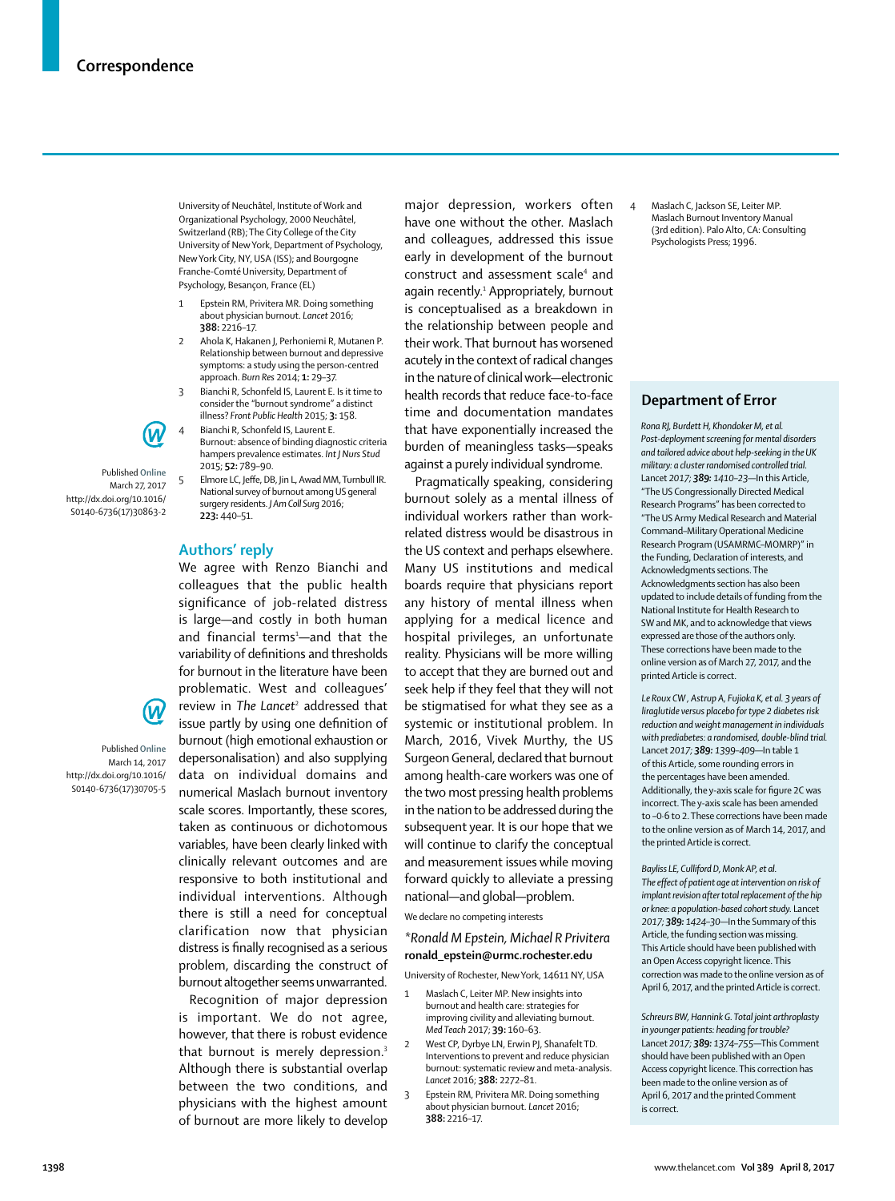University of Neuchâtel, Institute of Work and Organizational Psychology, 2000 Neuchâtel, Switzerland (RB); The City College of the City University of New York, Department of Psychology, New York City, NY, USA (ISS); and Bourgogne Franche-Comté University, Department of Psychology, Besançon, France (EL)

1. Epstein RM, Privitera MR. Doing something about physician burnout. *Lancet* 2016; **388:** 2216–17.
2. Ahola K, Hakanen J, Perhoniemi R, Mutanen P. Relationship between burnout and depressive symptoms: a study using the person-centred approach. *Burn Res* 2014; **1:** 29–37.
3. Bianchi R, Schonfeld IS, Laurent E. Is it time to consider the "burnout syndrome" a distinct illness? *Front Public Health* 2015; **3:** 158.
4. Bianchi R, Schonfeld IS, Laurent E. Burnout: absence of binding diagnostic criteria hampers prevalence estimates. *Int J Nurs Stud* 2015; **52:** 789–90.
5. Elmore LC, Jeffe, DB, Jin L, Awad MM, Turnbull IR. National survey of burnout among US general surgery residents. *J Am Coll Surg* 2016; **223:** 440–51.

Published Online March 27, 2017 http://dx.doi.org/10.1016/S0140-6736(17)30863-2

Published Online March 14, 2017 http://dx.doi.org/10.1016/S0140-6736(17)30705-5

## Authors' reply

We agree with Renzo Bianchi and colleagues that the public health significance of job-related distress is large—and costly in both human and financial terms[1]—and that the variability of definitions and thresholds for burnout in the literature have been problematic. West and colleagues' review in *The Lancet*[2] addressed that issue partly by using one definition of burnout (high emotional exhaustion or depersonalisation) and also supplying data on individual domains and numerical Maslach burnout inventory scale scores. Importantly, these scores, taken as continuous or dichotomous variables, have been clearly linked with clinically relevant outcomes and are responsive to both institutional and individual interventions. Although there is still a need for conceptual clarification now that physician distress is finally recognised as a serious problem, discarding the construct of burnout altogether seems unwarranted.

Recognition of major depression is important. We do not agree, however, that there is robust evidence that burnout is merely depression.[3] Although there is substantial overlap between the two conditions, and physicians with the highest amount of burnout are more likely to develop major depression, workers often have one without the other. Maslach and colleagues, addressed this issue early in development of the burnout construct and assessment scale[4] and again recently.[1] Appropriately, burnout is conceptualised as a breakdown in the relationship between people and their work. That burnout has worsened acutely in the context of radical changes in the nature of clinical work—electronic health records that reduce face-to-face time and documentation mandates that have exponentially increased the burden of meaningless tasks—speaks against a purely individual syndrome.

Pragmatically speaking, considering burnout solely as a mental illness of individual workers rather than work-related distress would be disastrous in the US context and perhaps elsewhere. Many US institutions and medical boards require that physicians report any history of mental illness when applying for a medical licence and hospital privileges, an unfortunate reality. Physicians will be more willing to accept that they are burned out and seek help if they feel that they will not be stigmatised for what they see as a systemic or institutional problem. In March, 2016, Vivek Murthy, the US Surgeon General, declared that burnout among health-care workers was one of the two most pressing health problems in the nation to be addressed during the subsequent year. It is our hope that we will continue to clarify the conceptual and measurement issues while moving forward quickly to alleviate a pressing national—and global—problem.

We declare no competing interests

*Ronald M Epstein, Michael R Privitera
**ronald_epstein@urmc.rochester.edu**

University of Rochester, New York, 14611 NY, USA

1. Maslach C, Leiter MP. New insights into burnout and health care: strategies for improving civility and alleviating burnout. *Med Teach* 2017; **39:** 160–63.
2. West CP, Dyrbye LN, Erwin PJ, Shanafelt TD. Interventions to prevent and reduce physician burnout: systematic review and meta-analysis. *Lancet* 2016; **388:** 2272–81.
3. Epstein RM, Privitera MR. Doing something about physician burnout. *Lancet* 2016; **388:** 2216–17.
4. Maslach C, Jackson SE, Leiter MP. Maslach Burnout Inventory Manual (3rd edition). Palo Alto, CA: Consulting Psychologists Press; 1996.

## Department of Error

*Rona RJ, Burdett H, Khondoker M, et al. Post-deployment screening for mental disorders and tailored advice about help-seeking in the UK military: a cluster randomised controlled trial.* Lancet *2017;* ***389:*** *1410–23*—In this Article, "The US Congressionally Directed Medical Research Programs" has been corrected to "The US Army Medical Research and Material Command–Military Operational Medicine Research Program (USAMRMC–MOMRP)" in the Funding, Declaration of interests, and Acknowledgments sections. The Acknowledgments section has also been updated to include details of funding from the National Institute for Health Research to SW and MK, and to acknowledge that views expressed are those of the authors only. These corrections have been made to the online version as of March 27, 2017, and the printed Article is correct.

*Le Roux CW , Astrup A, Fujioka K, et al. 3 years of liraglutide versus placebo for type 2 diabetes risk reduction and weight management in individuals with prediabetes: a randomised, double-blind trial.* Lancet *2017;* ***389:*** *1399–409*—In table 1 of this Article, some rounding errors in the percentages have been amended. Additionally, the y-axis scale for figure 2C was incorrect. The y-axis scale has been amended to –0·6 to 2. These corrections have been made to the online version as of March 14, 2017, and the printed Article is correct.

*Bayliss LE, Culliford D, Monk AP, et al. The effect of patient age at intervention on risk of implant revision after total replacement of the hip or knee: a population-based cohort study.* Lancet *2017;* ***389:*** *1424–30*—In the Summary of this Article, the funding section was missing. This Article should have been published with an Open Access copyright licence. This correction was made to the online version as of April 6, 2017, and the printed Article is correct.

*Schreurs BW, Hannink G. Total joint arthroplasty in younger patients: heading for trouble?* Lancet *2017;* ***389:*** *1374–755*—This Comment should have been published with an Open Access copyright licence. This correction has been made to the online version as of April 6, 2017 and the printed Comment is correct.